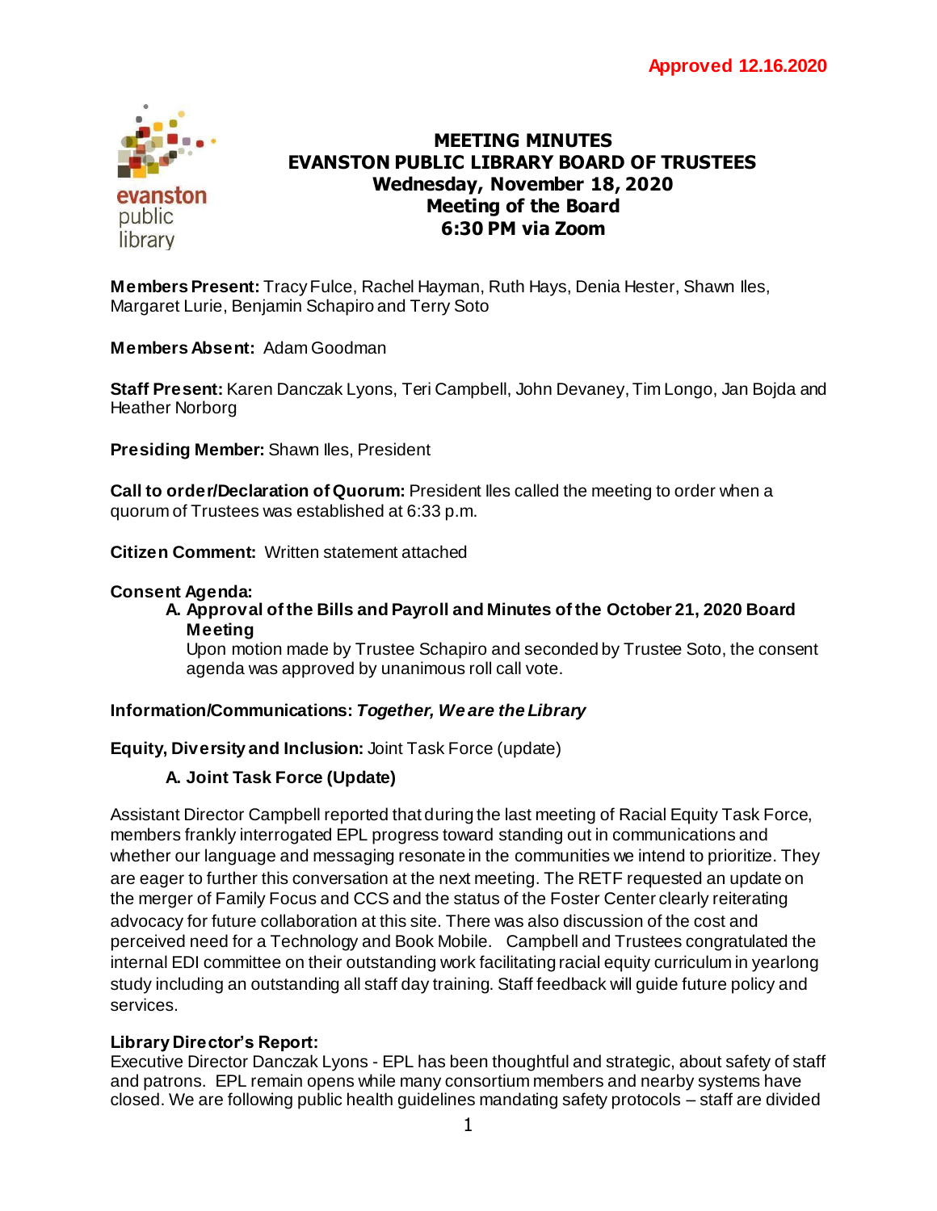**Approved 12.16.2020**

# MEETING MINUTES
# EVANSTON PUBLIC LIBRARY BOARD OF TRUSTEES
## Wednesday, November 18, 2020
## Meeting of the Board
## 6:30 PM via Zoom

**Members Present:** Tracy Fulce, Rachel Hayman, Ruth Hays, Denia Hester, Shawn Iles, Margaret Lurie, Benjamin Schapiro and Terry Soto

**Members Absent:** Adam Goodman

**Staff Present:** Karen Danczak Lyons, Teri Campbell, John Devaney, Tim Longo, Jan Bojda and Heather Norborg

**Presiding Member:** Shawn Iles, President

**Call to order/Declaration of Quorum:** President Iles called the meeting to order when a quorum of Trustees was established at 6:33 p.m.

**Citizen Comment:** Written statement attached

**Consent Agenda:**

**A. Approval of the Bills and Payroll and Minutes of the October 21, 2020 Board Meeting**

Upon motion made by Trustee Schapiro and seconded by Trustee Soto, the consent agenda was approved by unanimous roll call vote.

**Information/Communications:** ***Together, We are the Library***

**Equity, Diversity and Inclusion:** Joint Task Force (update)

**A. Joint Task Force (Update)**

Assistant Director Campbell reported that during the last meeting of Racial Equity Task Force, members frankly interrogated EPL progress toward standing out in communications and whether our language and messaging resonate in the communities we intend to prioritize. They are eager to further this conversation at the next meeting. The RETF requested an update on the merger of Family Focus and CCS and the status of the Foster Center clearly reiterating advocacy for future collaboration at this site. There was also discussion of the cost and perceived need for a Technology and Book Mobile. Campbell and Trustees congratulated the internal EDI committee on their outstanding work facilitating racial equity curriculum in yearlong study including an outstanding all staff day training. Staff feedback will guide future policy and services.

**Library Director's Report:**

Executive Director Danczak Lyons - EPL has been thoughtful and strategic, about safety of staff and patrons. EPL remain opens while many consortium members and nearby systems have closed. We are following public health guidelines mandating safety protocols – staff are divided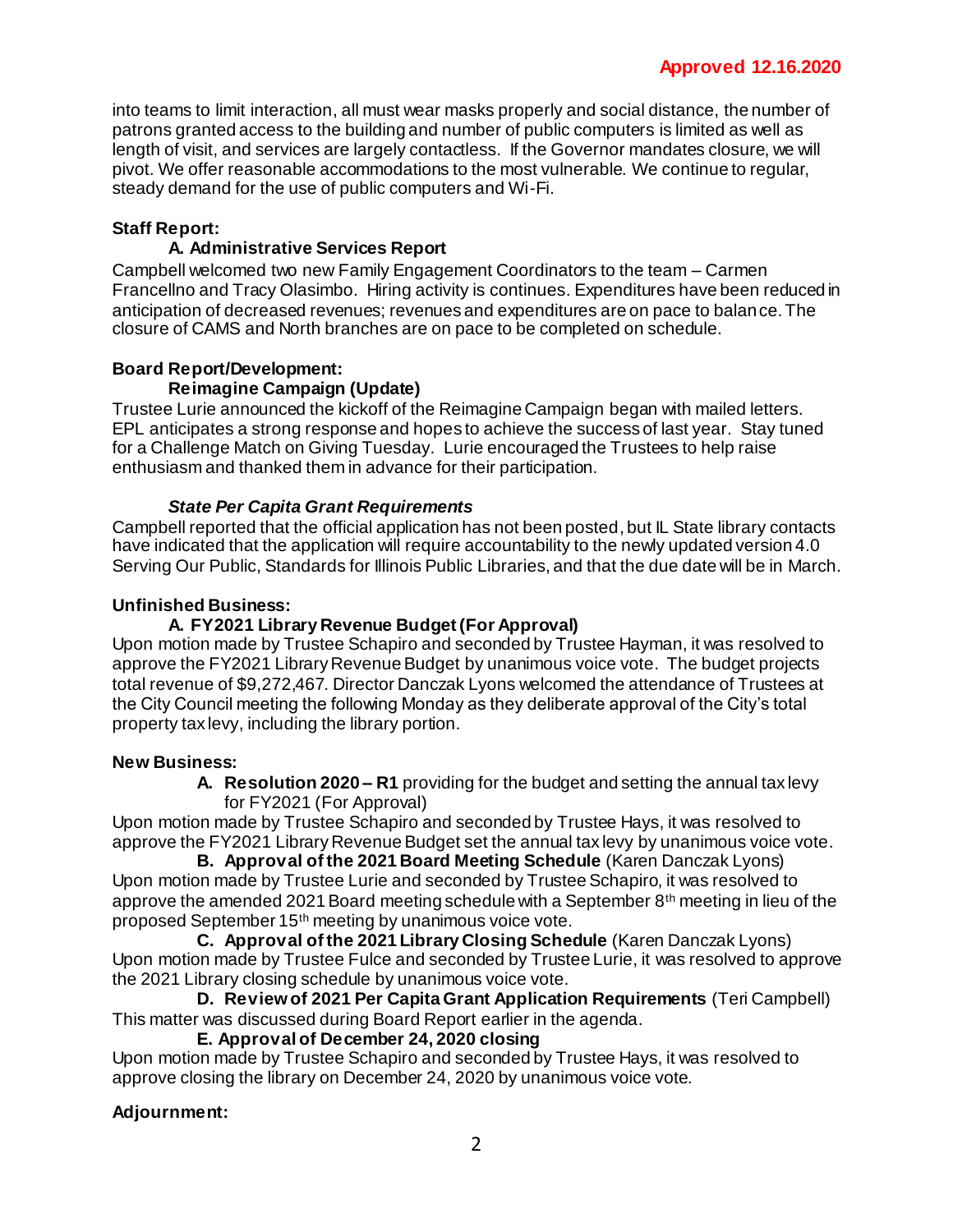**Approved 12.16.2020**

into teams to limit interaction, all must wear masks properly and social distance, the number of patrons granted access to the building and number of public computers is limited as well as length of visit, and services are largely contactless. If the Governor mandates closure, we will pivot. We offer reasonable accommodations to the most vulnerable. We continue to regular, steady demand for the use of public computers and Wi-Fi.

**Staff Report:**

**A. Administrative Services Report**

Campbell welcomed two new Family Engagement Coordinators to the team – Carmen Francellno and Tracy Olasimbo. Hiring activity is continues. Expenditures have been reduced in anticipation of decreased revenues; revenues and expenditures are on pace to balance. The closure of CAMS and North branches are on pace to be completed on schedule.

**Board Report/Development:**

**Reimagine Campaign (Update)**

Trustee Lurie announced the kickoff of the Reimagine Campaign began with mailed letters. EPL anticipates a strong response and hopes to achieve the success of last year. Stay tuned for a Challenge Match on Giving Tuesday. Lurie encouraged the Trustees to help raise enthusiasm and thanked them in advance for their participation.

***State Per Capita Grant Requirements***

Campbell reported that the official application has not been posted, but IL State library contacts have indicated that the application will require accountability to the newly updated version 4.0 Serving Our Public, Standards for Illinois Public Libraries, and that the due date will be in March.

**Unfinished Business:**

**A. FY2021 Library Revenue Budget (For Approval)**

Upon motion made by Trustee Schapiro and seconded by Trustee Hayman, it was resolved to approve the FY2021 Library Revenue Budget by unanimous voice vote. The budget projects total revenue of $9,272,467. Director Danczak Lyons welcomed the attendance of Trustees at the City Council meeting the following Monday as they deliberate approval of the City's total property tax levy, including the library portion.

**New Business:**

**A. Resolution 2020 – R1** providing for the budget and setting the annual tax levy for FY2021 (For Approval)

Upon motion made by Trustee Schapiro and seconded by Trustee Hays, it was resolved to approve the FY2021 Library Revenue Budget set the annual tax levy by unanimous voice vote.

**B. Approval of the 2021 Board Meeting Schedule** (Karen Danczak Lyons)

Upon motion made by Trustee Lurie and seconded by Trustee Schapiro, it was resolved to approve the amended 2021 Board meeting schedule with a September 8th meeting in lieu of the proposed September 15th meeting by unanimous voice vote.

**C. Approval of the 2021 Library Closing Schedule** (Karen Danczak Lyons)

Upon motion made by Trustee Fulce and seconded by Trustee Lurie, it was resolved to approve the 2021 Library closing schedule by unanimous voice vote.

**D. Review of 2021 Per Capita Grant Application Requirements** (Teri Campbell)

This matter was discussed during Board Report earlier in the agenda.

**E. Approval of December 24, 2020 closing**

Upon motion made by Trustee Schapiro and seconded by Trustee Hays, it was resolved to approve closing the library on December 24, 2020 by unanimous voice vote.

**Adjournment:**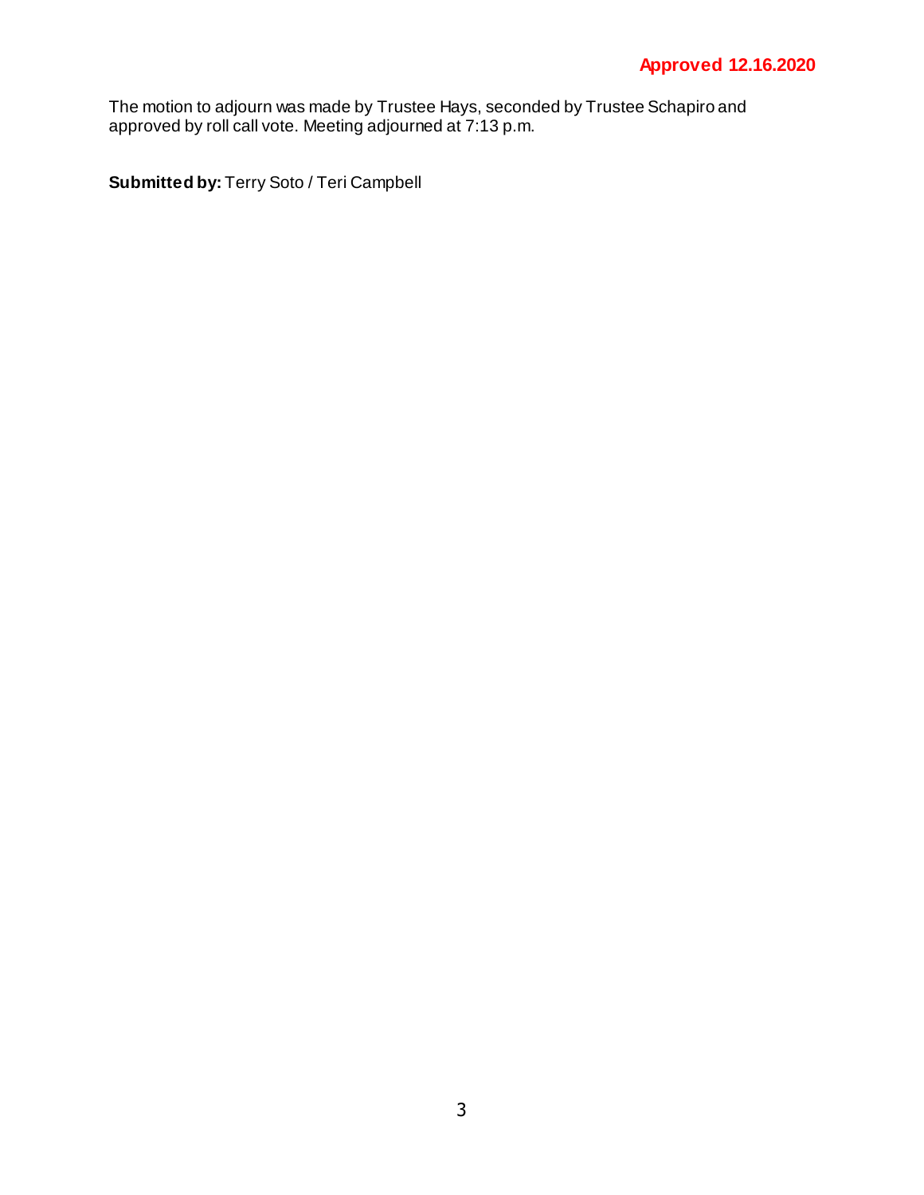**Approved 12.16.2020**

The motion to adjourn was made by Trustee Hays, seconded by Trustee Schapiro and approved by roll call vote. Meeting adjourned at 7:13 p.m.

**Submitted by:** Terry Soto / Teri Campbell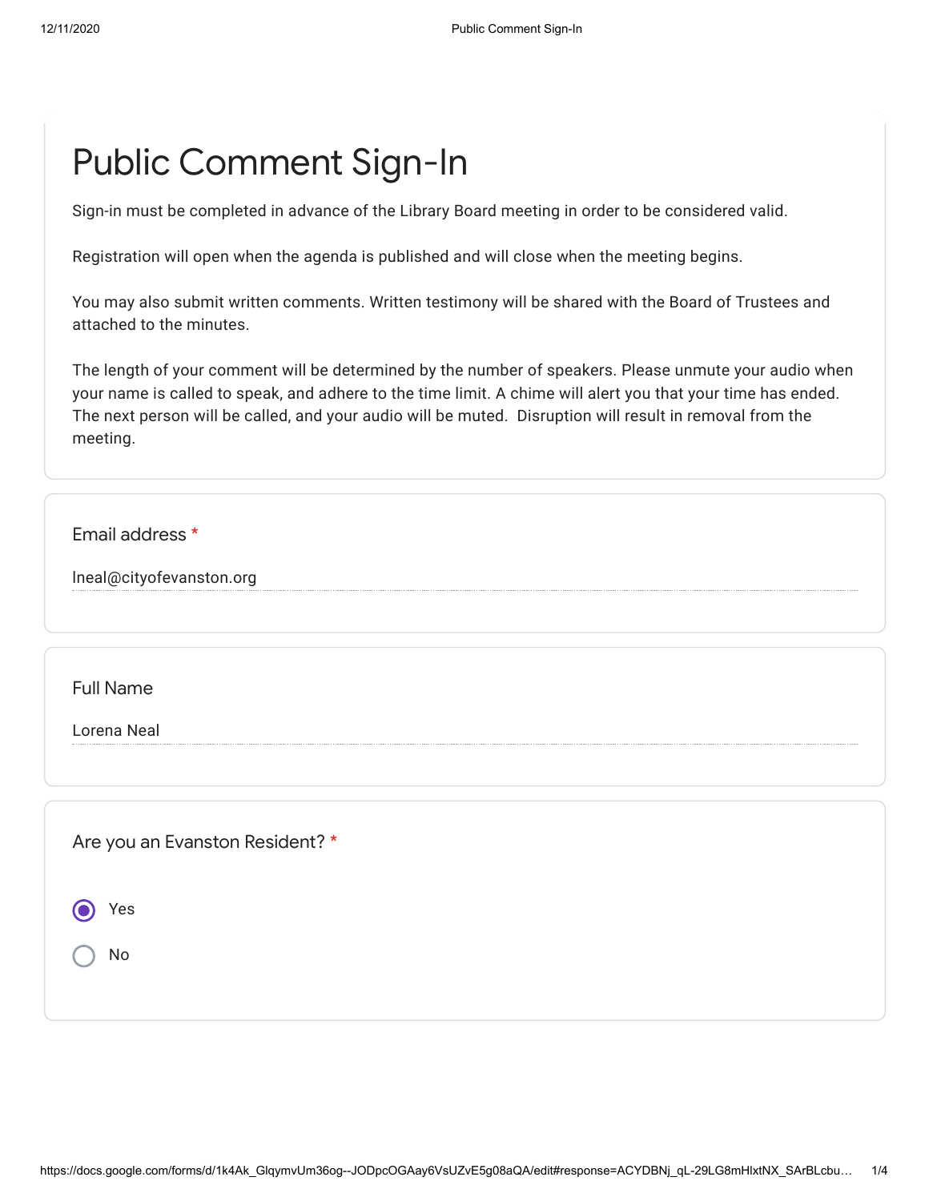# Public Comment Sign-In

Sign-in must be completed in advance of the Library Board meeting in order to be considered valid.

Registration will open when the agenda is published and will close when the meeting begins.

You may also submit written comments. Written testimony will be shared with the Board of Trustees and attached to the minutes.

The length of your comment will be determined by the number of speakers. Please unmute your audio when your name is called to speak, and adhere to the time limit. A chime will alert you that your time has ended. The next person will be called, and your audio will be muted. Disruption will result in removal from the meeting.

Email address *

lneal@cityofevanston.org

Full Name

Lorena Neal

Are you an Evanston Resident? *

- (●) Yes
- ( ) No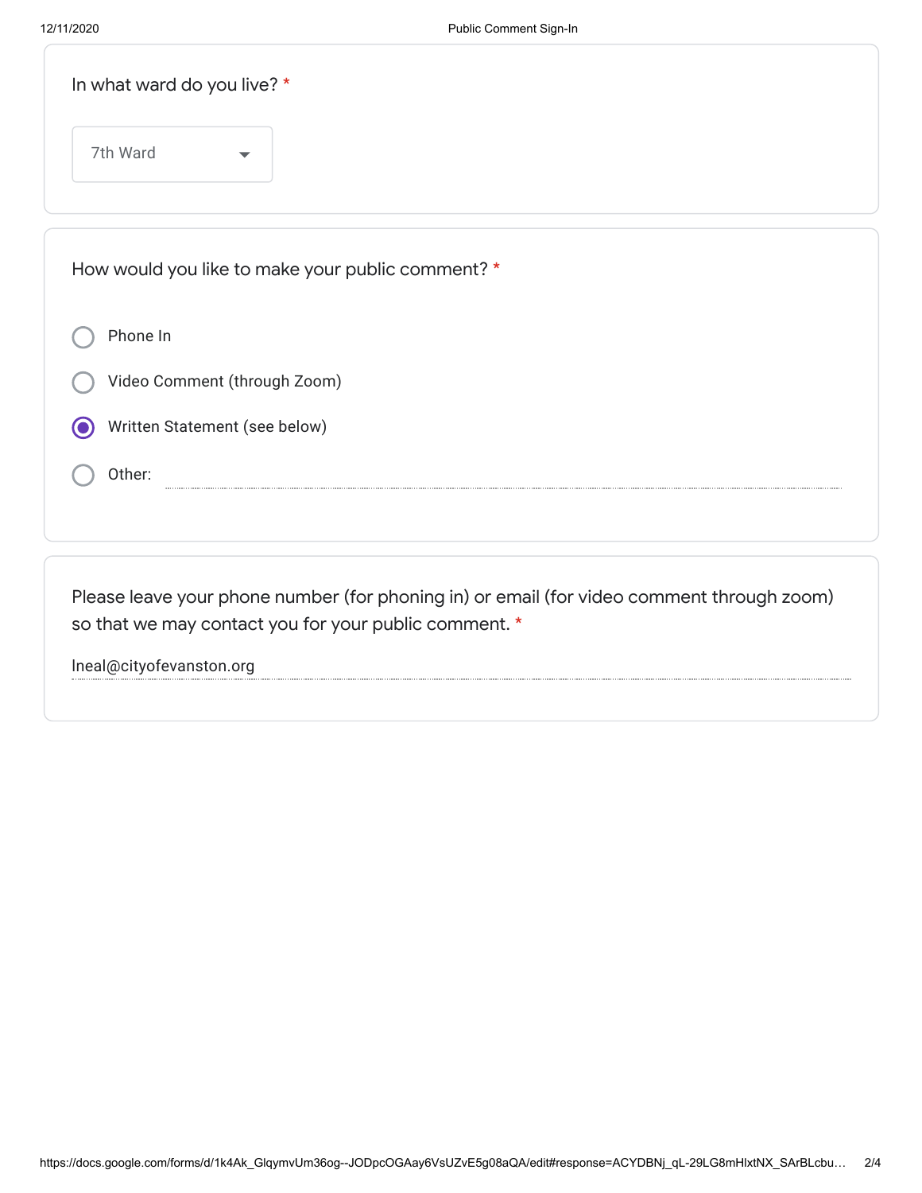In what ward do you live? *

7th Ward

How would you like to make your public comment? *

- ○ Phone In
- ○ Video Comment (through Zoom)
- ◉ Written Statement (see below)
- ○ Other:

Please leave your phone number (for phoning in) or email (for video comment through zoom) so that we may contact you for your public comment. *

lneal@cityofevanston.org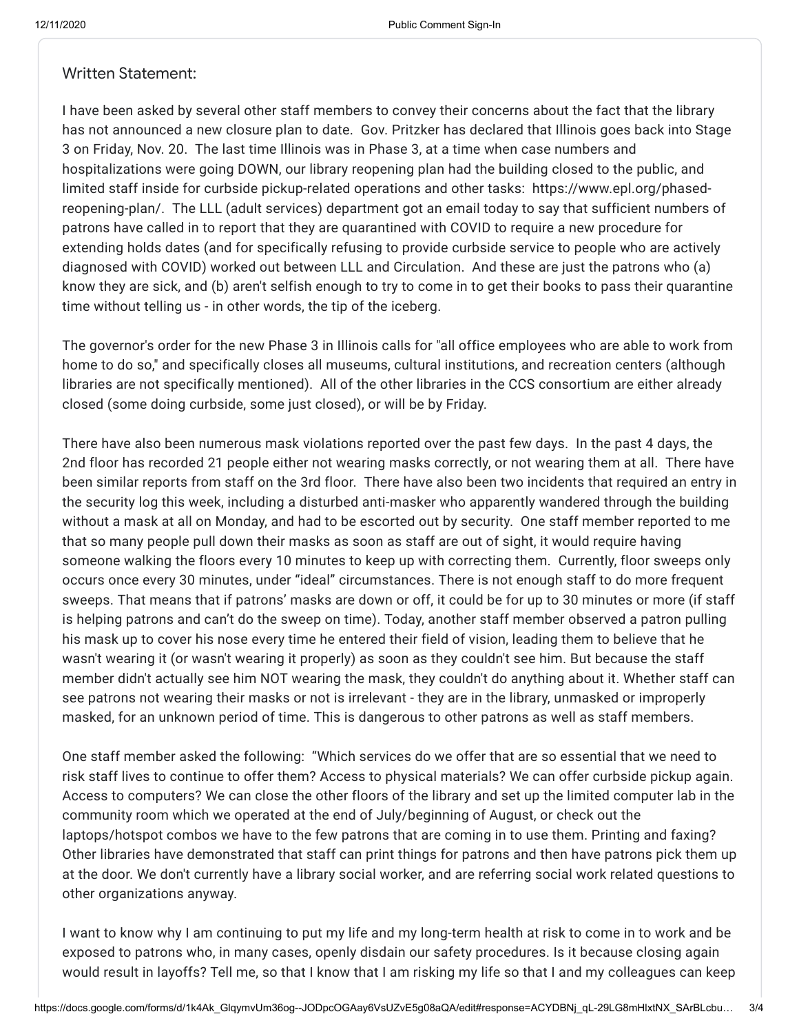Written Statement:

I have been asked by several other staff members to convey their concerns about the fact that the library has not announced a new closure plan to date. Gov. Pritzker has declared that Illinois goes back into Stage 3 on Friday, Nov. 20. The last time Illinois was in Phase 3, at a time when case numbers and hospitalizations were going DOWN, our library reopening plan had the building closed to the public, and limited staff inside for curbside pickup-related operations and other tasks: https://www.epl.org/phased-reopening-plan/. The LLL (adult services) department got an email today to say that sufficient numbers of patrons have called in to report that they are quarantined with COVID to require a new procedure for extending holds dates (and for specifically refusing to provide curbside service to people who are actively diagnosed with COVID) worked out between LLL and Circulation. And these are just the patrons who (a) know they are sick, and (b) aren't selfish enough to try to come in to get their books to pass their quarantine time without telling us - in other words, the tip of the iceberg.

The governor's order for the new Phase 3 in Illinois calls for "all office employees who are able to work from home to do so," and specifically closes all museums, cultural institutions, and recreation centers (although libraries are not specifically mentioned). All of the other libraries in the CCS consortium are either already closed (some doing curbside, some just closed), or will be by Friday.

There have also been numerous mask violations reported over the past few days. In the past 4 days, the 2nd floor has recorded 21 people either not wearing masks correctly, or not wearing them at all. There have been similar reports from staff on the 3rd floor. There have also been two incidents that required an entry in the security log this week, including a disturbed anti-masker who apparently wandered through the building without a mask at all on Monday, and had to be escorted out by security. One staff member reported to me that so many people pull down their masks as soon as staff are out of sight, it would require having someone walking the floors every 10 minutes to keep up with correcting them. Currently, floor sweeps only occurs once every 30 minutes, under "ideal" circumstances. There is not enough staff to do more frequent sweeps. That means that if patrons' masks are down or off, it could be for up to 30 minutes or more (if staff is helping patrons and can't do the sweep on time). Today, another staff member observed a patron pulling his mask up to cover his nose every time he entered their field of vision, leading them to believe that he wasn't wearing it (or wasn't wearing it properly) as soon as they couldn't see him. But because the staff member didn't actually see him NOT wearing the mask, they couldn't do anything about it. Whether staff can see patrons not wearing their masks or not is irrelevant - they are in the library, unmasked or improperly masked, for an unknown period of time. This is dangerous to other patrons as well as staff members.

One staff member asked the following: "Which services do we offer that are so essential that we need to risk staff lives to continue to offer them? Access to physical materials? We can offer curbside pickup again. Access to computers? We can close the other floors of the library and set up the limited computer lab in the community room which we operated at the end of July/beginning of August, or check out the laptops/hotspot combos we have to the few patrons that are coming in to use them. Printing and faxing? Other libraries have demonstrated that staff can print things for patrons and then have patrons pick them up at the door. We don't currently have a library social worker, and are referring social work related questions to other organizations anyway.

I want to know why I am continuing to put my life and my long-term health at risk to come in to work and be exposed to patrons who, in many cases, openly disdain our safety procedures. Is it because closing again would result in layoffs? Tell me, so that I know that I am risking my life so that I and my colleagues can keep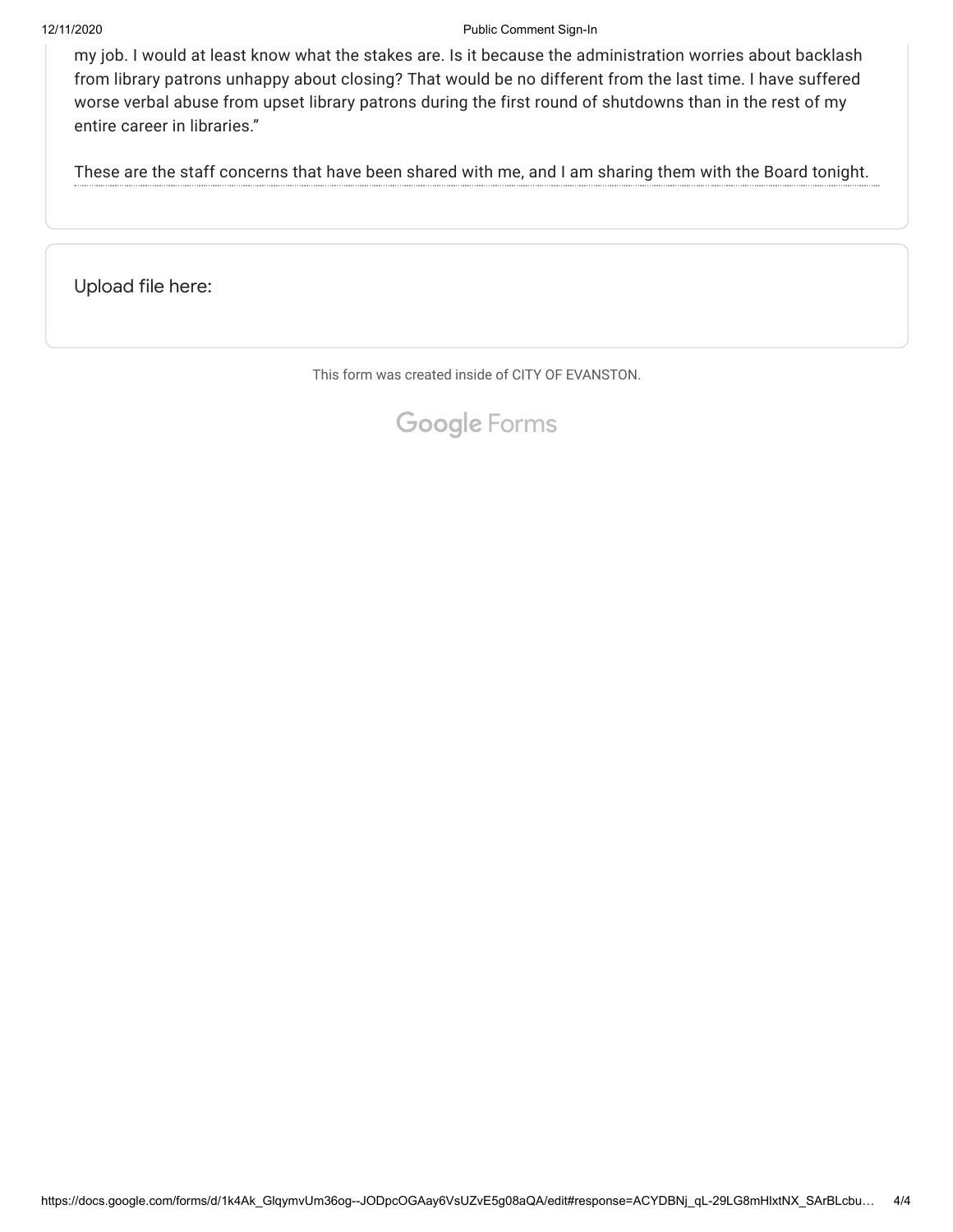my job. I would at least know what the stakes are. Is it because the administration worries about backlash from library patrons unhappy about closing? That would be no different from the last time. I have suffered worse verbal abuse from upset library patrons during the first round of shutdowns than in the rest of my entire career in libraries."

These are the staff concerns that have been shared with me, and I am sharing them with the Board tonight.

Upload file here:

This form was created inside of CITY OF EVANSTON.

Google Forms